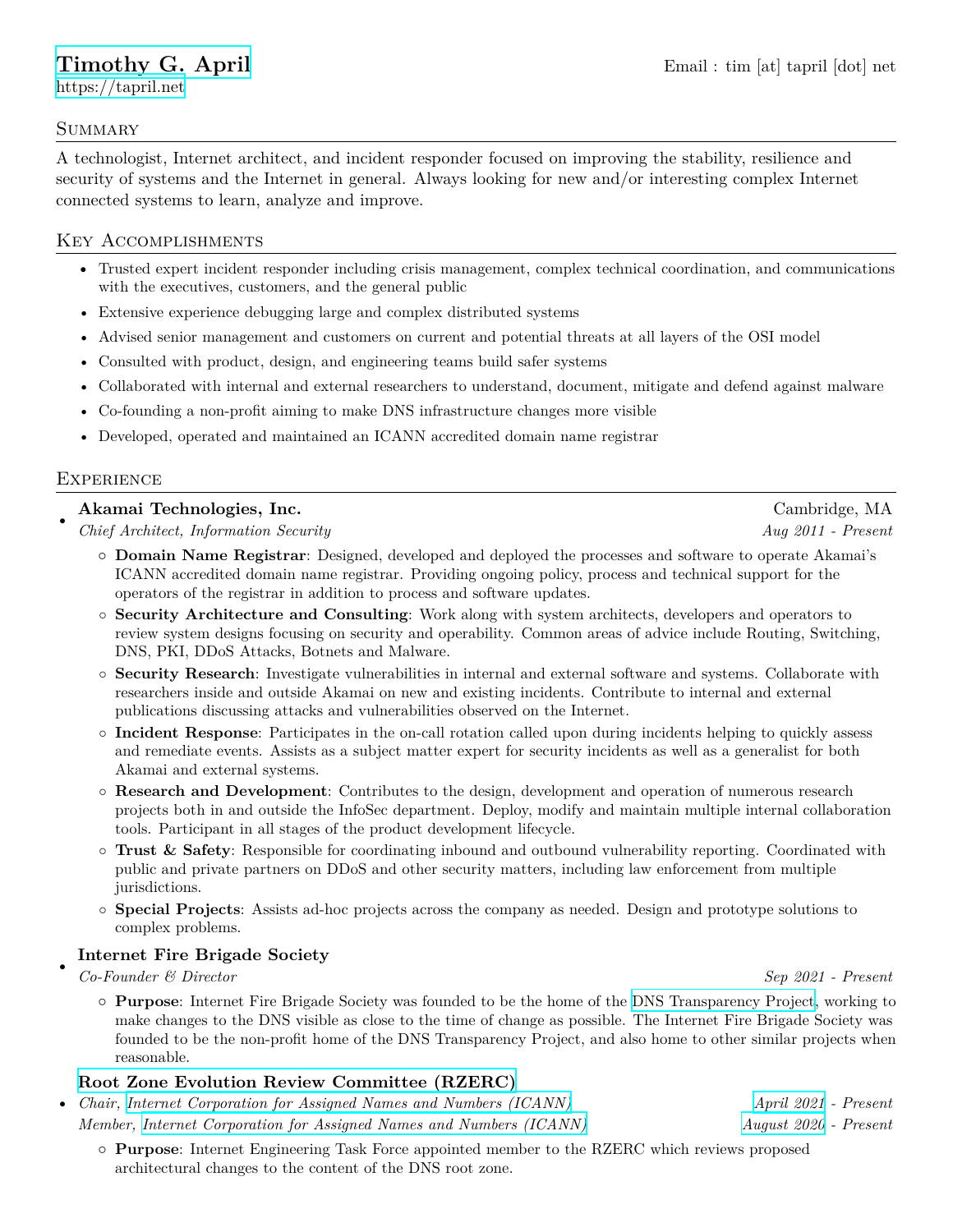# Timothy G. April

https://tapril.net

Email : tim [at] tapril [dot] net

## Summary

A technologist, Internet architect, and incident responder focused on improving the stability, resilience and security of systems and the Internet in general. Always looking for new and/or interesting complex Internet connected systems to learn, analyze and improve.

## Key Accomplishments

- Trusted expert incident responder including crisis management, complex technical coordination, and communications with the executives, customers, and the general public
- Extensive experience debugging large and complex distributed systems
- Advised senior management and customers on current and potential threats at all layers of the OSI model
- Consulted with product, design, and engineering teams build safer systems
- Collaborated with internal and external researchers to understand, document, mitigate and defend against malware
- Co-founding a non-profit aiming to make DNS infrastructure changes more visible
- Developed, operated and maintained an ICANN accredited domain name registrar

## Experience

- **Akamai Technologies, Inc.** — Cambridge, MA
  *Chief Architect, Information Security* — *Aug 2011 - Present*
  - **Domain Name Registrar**: Designed, developed and deployed the processes and software to operate Akamai's ICANN accredited domain name registrar. Providing ongoing policy, process and technical support for the operators of the registrar in addition to process and software updates.
  - **Security Architecture and Consulting**: Work along with system architects, developers and operators to review system designs focusing on security and operability. Common areas of advice include Routing, Switching, DNS, PKI, DDoS Attacks, Botnets and Malware.
  - **Security Research**: Investigate vulnerabilities in internal and external software and systems. Collaborate with researchers inside and outside Akamai on new and existing incidents. Contribute to internal and external publications discussing attacks and vulnerabilities observed on the Internet.
  - **Incident Response**: Participates in the on-call rotation called upon during incidents helping to quickly assess and remediate events. Assists as a subject matter expert for security incidents as well as a generalist for both Akamai and external systems.
  - **Research and Development**: Contributes to the design, development and operation of numerous research projects both in and outside the InfoSec department. Deploy, modify and maintain multiple internal collaboration tools. Participant in all stages of the product development lifecycle.
  - **Trust & Safety**: Responsible for coordinating inbound and outbound vulnerability reporting. Coordinated with public and private partners on DDoS and other security matters, including law enforcement from multiple jurisdictions.
  - **Special Projects**: Assists ad-hoc projects across the company as needed. Design and prototype solutions to complex problems.
- **Internet Fire Brigade Society**
  *Co-Founder & Director* — *Sep 2021 - Present*
  - **Purpose**: Internet Fire Brigade Society was founded to be the home of the DNS Transparency Project, working to make changes to the DNS visible as close to the time of change as possible. The Internet Fire Brigade Society was founded to be the non-profit home of the DNS Transparency Project, and also home to other similar projects when reasonable.
- **Root Zone Evolution Review Committee (RZERC)**
  *Chair, Internet Corporation for Assigned Names and Numbers (ICANN)* — *April 2021 - Present*
  *Member, Internet Corporation for Assigned Names and Numbers (ICANN)* — *August 2020 - Present*
  - **Purpose**: Internet Engineering Task Force appointed member to the RZERC which reviews proposed architectural changes to the content of the DNS root zone.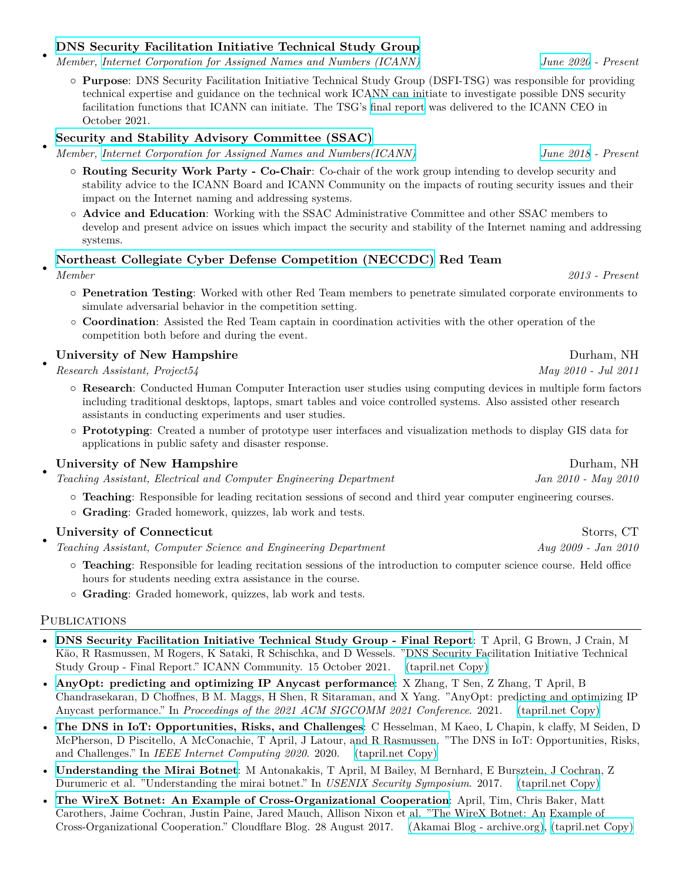- **DNS Security Facilitation Initiative Technical Study Group**
  *Member, Internet Corporation for Assigned Names and Numbers (ICANN)* — *June 2020 - Present*
  - **Purpose**: DNS Security Facilitation Initiative Technical Study Group (DSFI-TSG) was responsible for providing technical expertise and guidance on the technical work ICANN can initiate to investigate possible DNS security facilitation functions that ICANN can initiate. The TSG's final report was delivered to the ICANN CEO in October 2021.

- **Security and Stability Advisory Committee (SSAC)**
  *Member, Internet Corporation for Assigned Names and Numbers(ICANN)* — *June 2018 - Present*
  - **Routing Security Work Party - Co-Chair**: Co-chair of the work group intending to develop security and stability advice to the ICANN Board and ICANN Community on the impacts of routing security issues and their impact on the Internet naming and addressing systems.
  - **Advice and Education**: Working with the SSAC Administrative Committee and other SSAC members to develop and present advice on issues which impact the security and stability of the Internet naming and addressing systems.

- **Northeast Collegiate Cyber Defense Competition (NECCDC) Red Team**
  *Member* — *2013 - Present*
  - **Penetration Testing**: Worked with other Red Team members to penetrate simulated corporate environments to simulate adversarial behavior in the competition setting.
  - **Coordination**: Assisted the Red Team captain in coordination activities with the other operation of the competition both before and during the event.

- **University of New Hampshire** — Durham, NH
  *Research Assistant, Project54* — *May 2010 - Jul 2011*
  - **Research**: Conducted Human Computer Interaction user studies using computing devices in multiple form factors including traditional desktops, laptops, smart tables and voice controlled systems. Also assisted other research assistants in conducting experiments and user studies.
  - **Prototyping**: Created a number of prototype user interfaces and visualization methods to display GIS data for applications in public safety and disaster response.

- **University of New Hampshire** — Durham, NH
  *Teaching Assistant, Electrical and Computer Engineering Department* — *Jan 2010 - May 2010*
  - **Teaching**: Responsible for leading recitation sessions of second and third year computer engineering courses.
  - **Grading**: Graded homework, quizzes, lab work and tests.

- **University of Connecticut** — Storrs, CT
  *Teaching Assistant, Computer Science and Engineering Department* — *Aug 2009 - Jan 2010*
  - **Teaching**: Responsible for leading recitation sessions of the introduction to computer science course. Held office hours for students needing extra assistance in the course.
  - **Grading**: Graded homework, quizzes, lab work and tests.

## Publications

- **DNS Security Facilitation Initiative Technical Study Group - Final Report**: T April, G Brown, J Crain, M Käo, R Rasmussen, M Rogers, K Sataki, R Schischka, and D Wessels. "DNS Security Facilitation Initiative Technical Study Group - Final Report." ICANN Community. 15 October 2021. (tapril.net Copy)
- **AnyOpt: predicting and optimizing IP Anycast performance**: X Zhang, T Sen, Z Zhang, T April, B Chandrasekaran, D Choffnes, B M. Maggs, H Shen, R Sitaraman, and X Yang. "AnyOpt: predicting and optimizing IP Anycast performance." In *Proceedings of the 2021 ACM SIGCOMM 2021 Conference*. 2021. (tapril.net Copy)
- **The DNS in IoT: Opportunities, Risks, and Challenges**: C Hesselman, M Kaeo, L Chapin, k claffy, M Seiden, D McPherson, D Piscitello, A McConachie, T April, J Latour, and R Rasmussen. "The DNS in IoT: Opportunities, Risks, and Challenges." In *IEEE Internet Computing 2020*. 2020. (tapril.net Copy)
- **Understanding the Mirai Botnet**: M Antonakakis, T April, M Bailey, M Bernhard, E Bursztein, J Cochran, Z Durumeric et al. "Understanding the mirai botnet." In *USENIX Security Symposium*. 2017. (tapril.net Copy)
- **The WireX Botnet: An Example of Cross-Organizational Cooperation**: April, Tim, Chris Baker, Matt Carothers, Jaime Cochran, Justin Paine, Jared Mauch, Allison Nixon et al. "The WireX Botnet: An Example of Cross-Organizational Cooperation." Cloudflare Blog. 28 August 2017. (Akamai Blog - archive.org), (tapril.net Copy)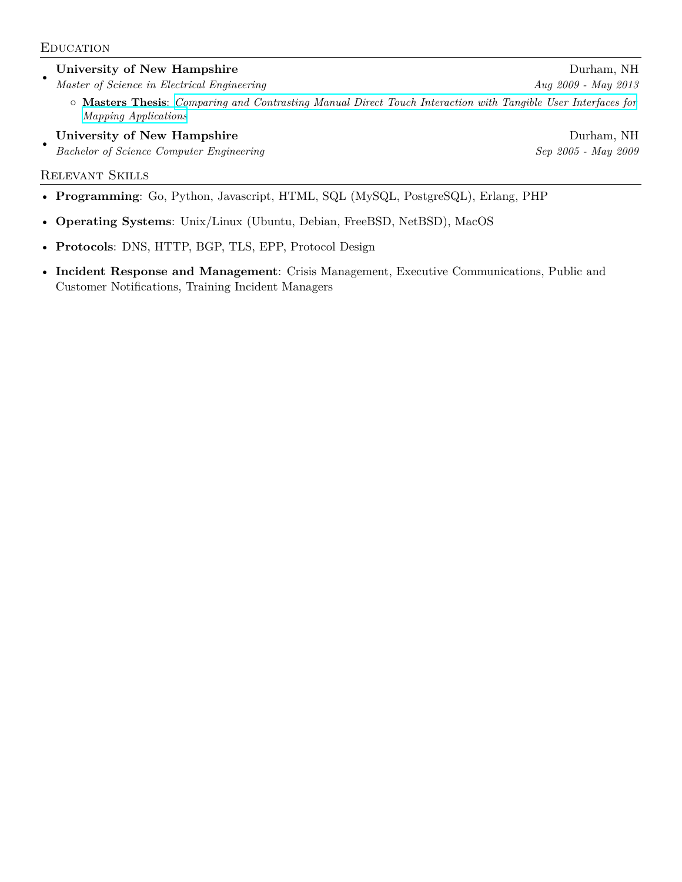## Education

- **University of New Hampshire** Durham, NH
  *Master of Science in Electrical Engineering* *Aug 2009 - May 2013*
    - **Masters Thesis**: *Comparing and Contrasting Manual Direct Touch Interaction with Tangible User Interfaces for Mapping Applications*
- **University of New Hampshire** Durham, NH
  *Bachelor of Science Computer Engineering* *Sep 2005 - May 2009*

## Relevant Skills

- **Programming**: Go, Python, Javascript, HTML, SQL (MySQL, PostgreSQL), Erlang, PHP
- **Operating Systems**: Unix/Linux (Ubuntu, Debian, FreeBSD, NetBSD), MacOS
- **Protocols**: DNS, HTTP, BGP, TLS, EPP, Protocol Design
- **Incident Response and Management**: Crisis Management, Executive Communications, Public and Customer Notifications, Training Incident Managers